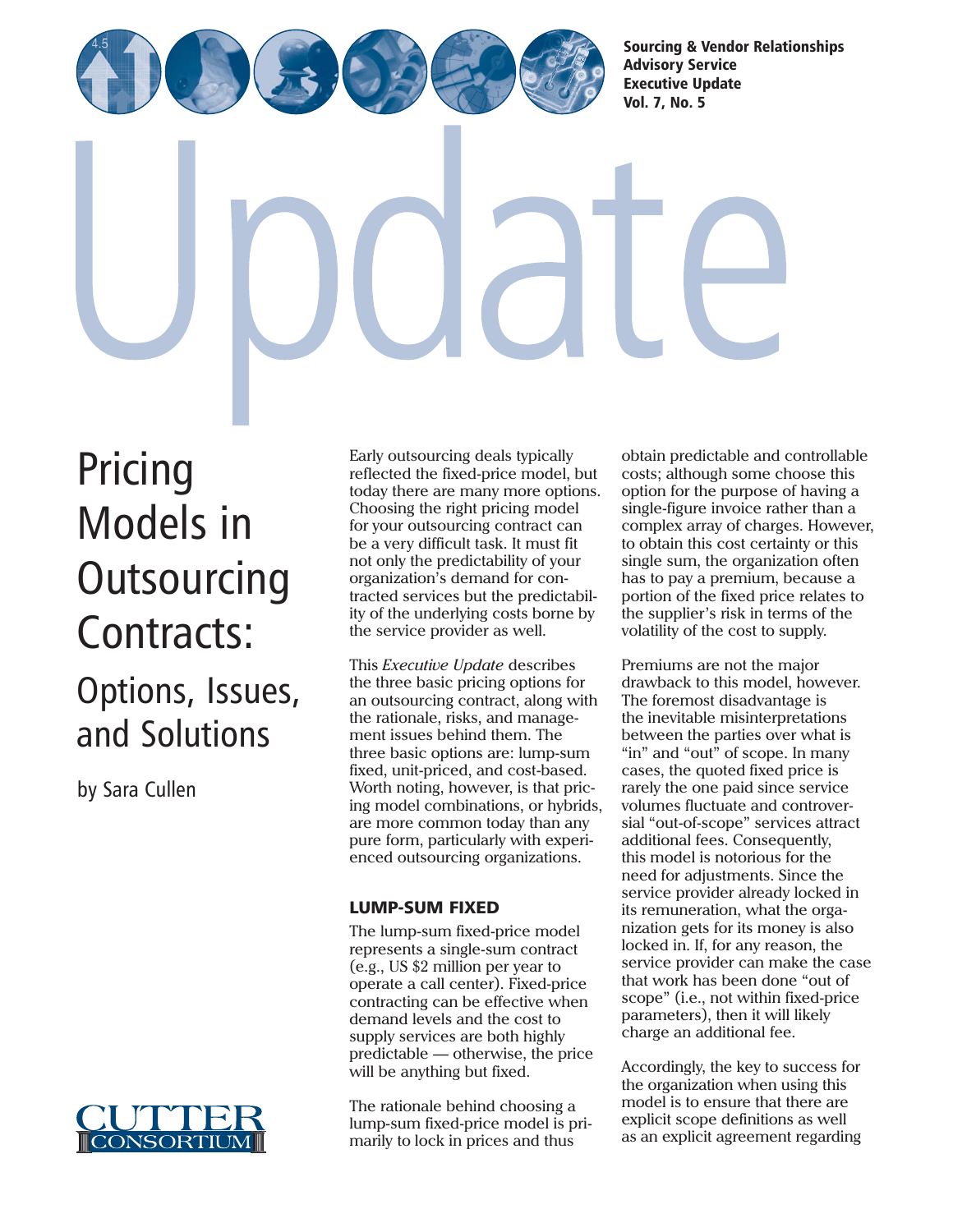Sourcing & Vendor Relationships
Advisory Service
Executive Update
Vol. 7, No. 5

# Pricing Models in Outsourcing Contracts:

## Options, Issues, and Solutions

by Sara Cullen

Early outsourcing deals typically reflected the fixed-price model, but today there are many more options. Choosing the right pricing model for your outsourcing contract can be a very difficult task. It must fit not only the predictability of your organization's demand for contracted services but the predictability of the underlying costs borne by the service provider as well.

This *Executive Update* describes the three basic pricing options for an outsourcing contract, along with the rationale, risks, and management issues behind them. The three basic options are: lump-sum fixed, unit-priced, and cost-based. Worth noting, however, is that pricing model combinations, or hybrids, are more common today than any pure form, particularly with experienced outsourcing organizations.

### LUMP-SUM FIXED

The lump-sum fixed-price model represents a single-sum contract (e.g., US $2 million per year to operate a call center). Fixed-price contracting can be effective when demand levels and the cost to supply services are both highly predictable — otherwise, the price will be anything but fixed.

The rationale behind choosing a lump-sum fixed-price model is primarily to lock in prices and thus obtain predictable and controllable costs; although some choose this option for the purpose of having a single-figure invoice rather than a complex array of charges. However, to obtain this cost certainty or this single sum, the organization often has to pay a premium, because a portion of the fixed price relates to the supplier's risk in terms of the volatility of the cost to supply.

Premiums are not the major drawback to this model, however. The foremost disadvantage is the inevitable misinterpretations between the parties over what is "in" and "out" of scope. In many cases, the quoted fixed price is rarely the one paid since service volumes fluctuate and controversial "out-of-scope" services attract additional fees. Consequently, this model is notorious for the need for adjustments. Since the service provider already locked in its remuneration, what the organization gets for its money is also locked in. If, for any reason, the service provider can make the case that work has been done "out of scope" (i.e., not within fixed-price parameters), then it will likely charge an additional fee.

Accordingly, the key to success for the organization when using this model is to ensure that there are explicit scope definitions as well as an explicit agreement regarding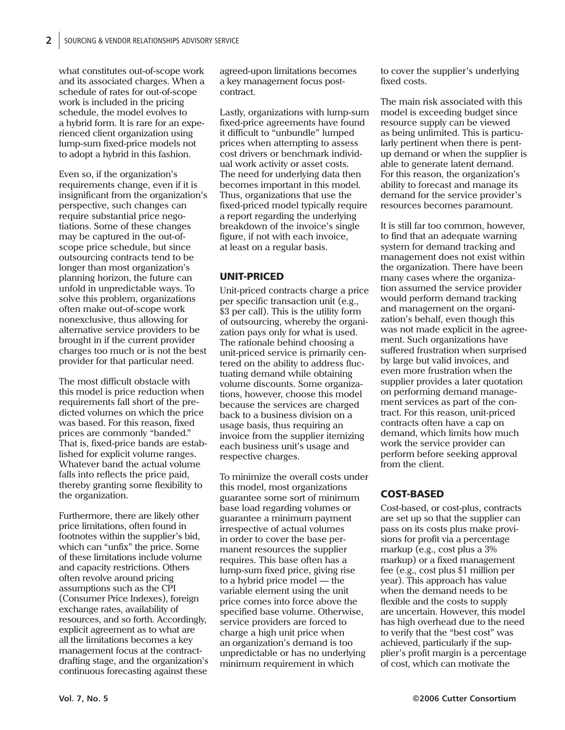what constitutes out-of-scope work and its associated charges. When a schedule of rates for out-of-scope work is included in the pricing schedule, the model evolves to a hybrid form. It is rare for an experienced client organization using lump-sum fixed-price models not to adopt a hybrid in this fashion.

Even so, if the organization's requirements change, even if it is insignificant from the organization's perspective, such changes can require substantial price negotiations. Some of these changes may be captured in the out-of-scope price schedule, but since outsourcing contracts tend to be longer than most organization's planning horizon, the future can unfold in unpredictable ways. To solve this problem, organizations often make out-of-scope work nonexclusive, thus allowing for alternative service providers to be brought in if the current provider charges too much or is not the best provider for that particular need.

The most difficult obstacle with this model is price reduction when requirements fall short of the predicted volumes on which the price was based. For this reason, fixed prices are commonly "banded." That is, fixed-price bands are established for explicit volume ranges. Whatever band the actual volume falls into reflects the price paid, thereby granting some flexibility to the organization.

Furthermore, there are likely other price limitations, often found in footnotes within the supplier's bid, which can "unfix" the price. Some of these limitations include volume and capacity restrictions. Others often revolve around pricing assumptions such as the CPI (Consumer Price Indexes), foreign exchange rates, availability of resources, and so forth. Accordingly, explicit agreement as to what are all the limitations becomes a key management focus at the contract-drafting stage, and the organization's continuous forecasting against these agreed-upon limitations becomes a key management focus post-contract.

Lastly, organizations with lump-sum fixed-price agreements have found it difficult to "unbundle" lumped prices when attempting to assess cost drivers or benchmark individual work activity or asset costs. The need for underlying data then becomes important in this model. Thus, organizations that use the fixed-priced model typically require a report regarding the underlying breakdown of the invoice's single figure, if not with each invoice, at least on a regular basis.

## UNIT-PRICED

Unit-priced contracts charge a price per specific transaction unit (e.g., $3 per call). This is the utility form of outsourcing, whereby the organization pays only for what is used. The rationale behind choosing a unit-priced service is primarily centered on the ability to address fluctuating demand while obtaining volume discounts. Some organizations, however, choose this model because the services are charged back to a business division on a usage basis, thus requiring an invoice from the supplier itemizing each business unit's usage and respective charges.

To minimize the overall costs under this model, most organizations guarantee some sort of minimum base load regarding volumes or guarantee a minimum payment irrespective of actual volumes in order to cover the base permanent resources the supplier requires. This base often has a lump-sum fixed price, giving rise to a hybrid price model — the variable element using the unit price comes into force above the specified base volume. Otherwise, service providers are forced to charge a high unit price when an organization's demand is too unpredictable or has no underlying minimum requirement in which to cover the supplier's underlying fixed costs.

The main risk associated with this model is exceeding budget since resource supply can be viewed as being unlimited. This is particularly pertinent when there is pent-up demand or when the supplier is able to generate latent demand. For this reason, the organization's ability to forecast and manage its demand for the service provider's resources becomes paramount.

It is still far too common, however, to find that an adequate warning system for demand tracking and management does not exist within the organization. There have been many cases where the organization assumed the service provider would perform demand tracking and management on the organization's behalf, even though this was not made explicit in the agreement. Such organizations have suffered frustration when surprised by large but valid invoices, and even more frustration when the supplier provides a later quotation on performing demand management services as part of the contract. For this reason, unit-priced contracts often have a cap on demand, which limits how much work the service provider can perform before seeking approval from the client.

## COST-BASED

Cost-based, or cost-plus, contracts are set up so that the supplier can pass on its costs plus make provisions for profit via a percentage markup (e.g., cost plus a 3% markup) or a fixed management fee (e.g., cost plus $1 million per year). This approach has value when the demand needs to be flexible and the costs to supply are uncertain. However, this model has high overhead due to the need to verify that the "best cost" was achieved, particularly if the supplier's profit margin is a percentage of cost, which can motivate the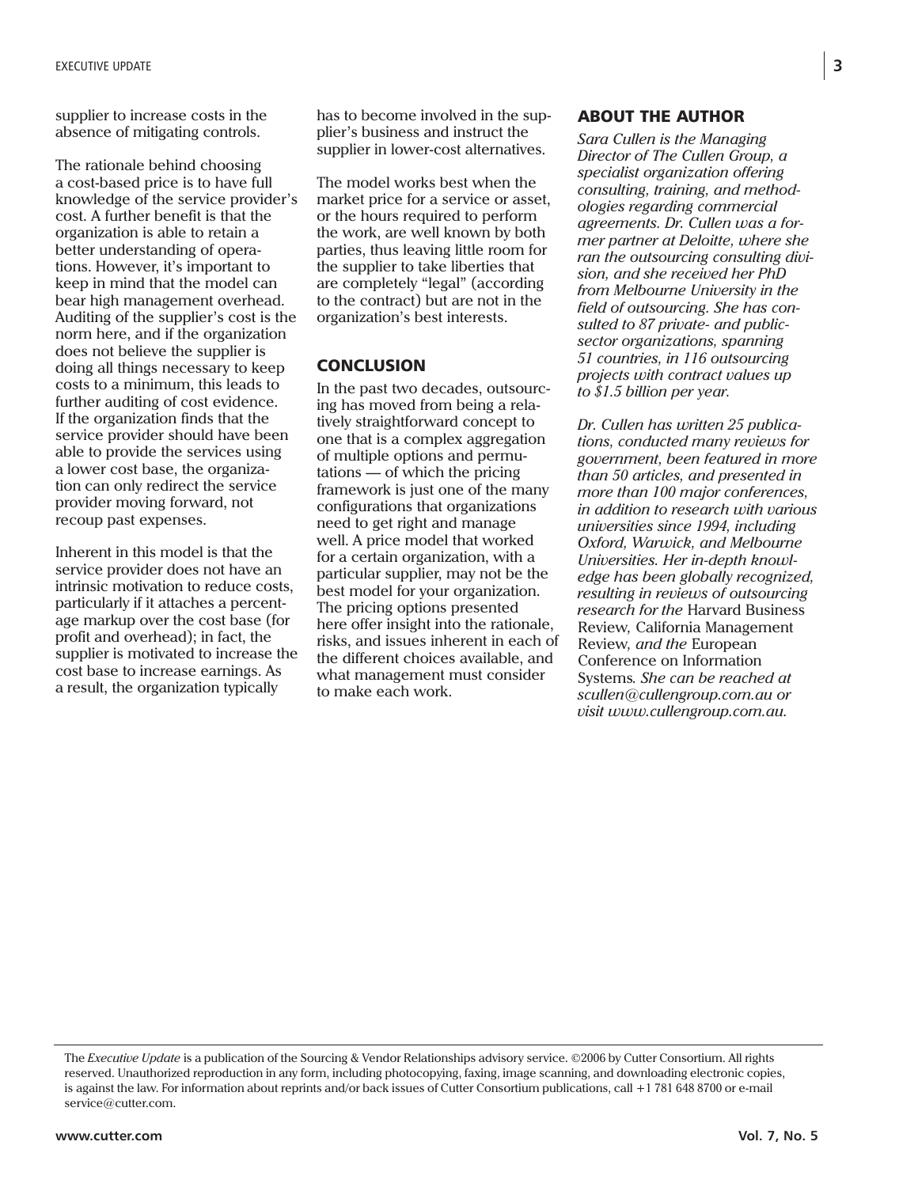supplier to increase costs in the absence of mitigating controls.

The rationale behind choosing a cost-based price is to have full knowledge of the service provider's cost. A further benefit is that the organization is able to retain a better understanding of operations. However, it's important to keep in mind that the model can bear high management overhead. Auditing of the supplier's cost is the norm here, and if the organization does not believe the supplier is doing all things necessary to keep costs to a minimum, this leads to further auditing of cost evidence. If the organization finds that the service provider should have been able to provide the services using a lower cost base, the organization can only redirect the service provider moving forward, not recoup past expenses.

Inherent in this model is that the service provider does not have an intrinsic motivation to reduce costs, particularly if it attaches a percentage markup over the cost base (for profit and overhead); in fact, the supplier is motivated to increase the cost base to increase earnings. As a result, the organization typically has to become involved in the supplier's business and instruct the supplier in lower-cost alternatives.

The model works best when the market price for a service or asset, or the hours required to perform the work, are well known by both parties, thus leaving little room for the supplier to take liberties that are completely "legal" (according to the contract) but are not in the organization's best interests.

## CONCLUSION

In the past two decades, outsourcing has moved from being a relatively straightforward concept to one that is a complex aggregation of multiple options and permutations — of which the pricing framework is just one of the many configurations that organizations need to get right and manage well. A price model that worked for a certain organization, with a particular supplier, may not be the best model for your organization. The pricing options presented here offer insight into the rationale, risks, and issues inherent in each of the different choices available, and what management must consider to make each work.

## ABOUT THE AUTHOR

*Sara Cullen is the Managing Director of The Cullen Group, a specialist organization offering consulting, training, and methodologies regarding commercial agreements. Dr. Cullen was a former partner at Deloitte, where she ran the outsourcing consulting division, and she received her PhD from Melbourne University in the field of outsourcing. She has consulted to 87 private- and public-sector organizations, spanning 51 countries, in 116 outsourcing projects with contract values up to $1.5 billion per year.*

*Dr. Cullen has written 25 publications, conducted many reviews for government, been featured in more than 50 articles, and presented in more than 100 major conferences, in addition to research with various universities since 1994, including Oxford, Warwick, and Melbourne Universities. Her in-depth knowledge has been globally recognized, resulting in reviews of outsourcing research for the* Harvard Business Review, California Management Review, *and the* European Conference on Information Systems. *She can be reached at scullen@cullengroup.com.au or visit www.cullengroup.com.au.*

The *Executive Update* is a publication of the Sourcing & Vendor Relationships advisory service. ©2006 by Cutter Consortium. All rights reserved. Unauthorized reproduction in any form, including photocopying, faxing, image scanning, and downloading electronic copies, is against the law. For information about reprints and/or back issues of Cutter Consortium publications, call +1 781 648 8700 or e-mail service@cutter.com.